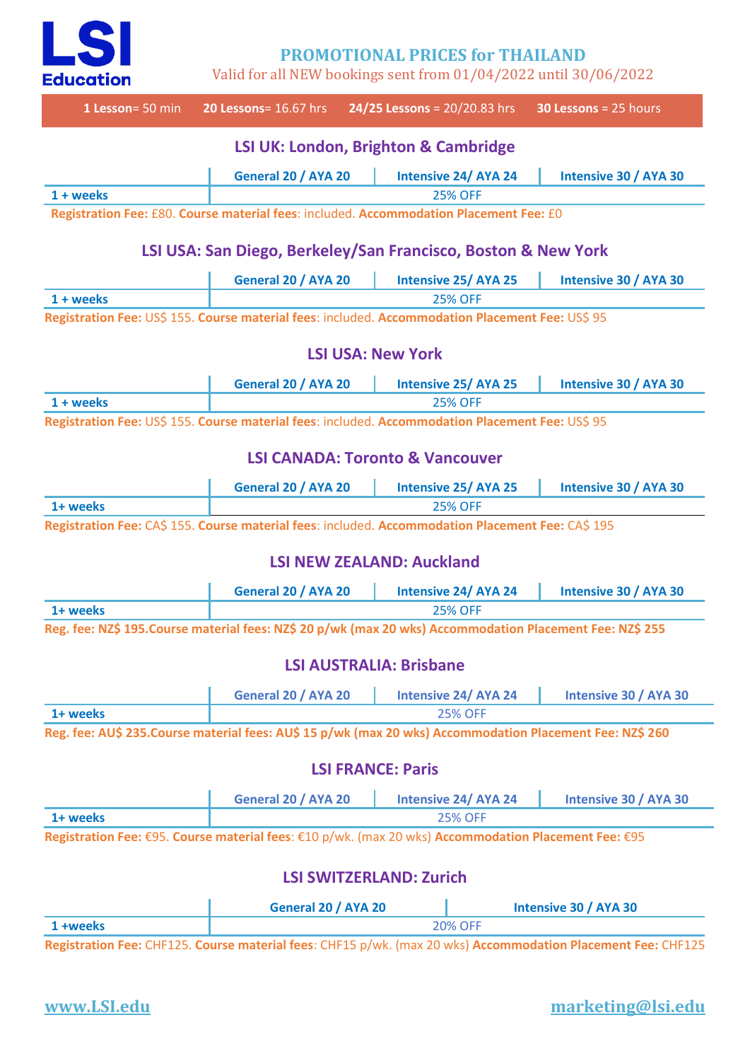LSI Education

# PROMOTIONAL PRICES for THAILAND

Valid for all NEW bookings sent from 01/04/2022 until 30/06/2022

**1 Lesson**= 50 min **20 Lessons**= 16.67 hrs **24/25 Lessons** = 20/20.83 hrs **30 Lessons** = 25 hours

## LSI UK: London, Brighton & Cambridge

| | General 20 / AYA 20 | Intensive 24/ AYA 24 | Intensive 30 / AYA 30 |
|---|---|---|---|
| 1 + weeks | 25% OFF | | |

**Registration Fee:** £80. **Course material fees**: included. **Accommodation Placement Fee:** £0

## LSI USA: San Diego, Berkeley/San Francisco, Boston & New York

| | General 20 / AYA 20 | Intensive 25/ AYA 25 | Intensive 30 / AYA 30 |
|---|---|---|---|
| 1 + weeks | 25% OFF | | |

**Registration Fee:** US$ 155. **Course material fees**: included. **Accommodation Placement Fee:** US$ 95

## LSI USA: New York

| | General 20 / AYA 20 | Intensive 25/ AYA 25 | Intensive 30 / AYA 30 |
|---|---|---|---|
| 1 + weeks | 25% OFF | | |

**Registration Fee:** US$ 155. **Course material fees**: included. **Accommodation Placement Fee:** US$ 95

## LSI CANADA: Toronto & Vancouver

| | General 20 / AYA 20 | Intensive 25/ AYA 25 | Intensive 30 / AYA 30 |
|---|---|---|---|
| 1+ weeks | 25% OFF | | |

**Registration Fee:** CA$ 155. **Course material fees**: included. **Accommodation Placement Fee:** CA$ 195

## LSI NEW ZEALAND: Auckland

| | General 20 / AYA 20 | Intensive 24/ AYA 24 | Intensive 30 / AYA 30 |
|---|---|---|---|
| 1+ weeks | 25% OFF | | |

**Reg. fee: NZ$ 195.Course material fees: NZ$ 20 p/wk (max 20 wks) Accommodation Placement Fee: NZ$ 255**

## LSI AUSTRALIA: Brisbane

| | General 20 / AYA 20 | Intensive 24/ AYA 24 | Intensive 30 / AYA 30 |
|---|---|---|---|
| 1+ weeks | 25% OFF | | |

**Reg. fee: AU$ 235.Course material fees: AU$ 15 p/wk (max 20 wks) Accommodation Placement Fee: NZ$ 260**

## LSI FRANCE: Paris

| | General 20 / AYA 20 | Intensive 24/ AYA 24 | Intensive 30 / AYA 30 |
|---|---|---|---|
| 1+ weeks | 25% OFF | | |

**Registration Fee:** €95. **Course material fees**: €10 p/wk. (max 20 wks) **Accommodation Placement Fee:** €95

## LSI SWITZERLAND: Zurich

| | General 20 / AYA 20 | Intensive 30 / AYA 30 |
|---|---|---|
| 1 +weeks | 20% OFF | |

**Registration Fee:** CHF125. **Course material fees**: CHF15 p/wk. (max 20 wks) **Accommodation Placement Fee:** CHF125

www.LSI.edu marketing@lsi.edu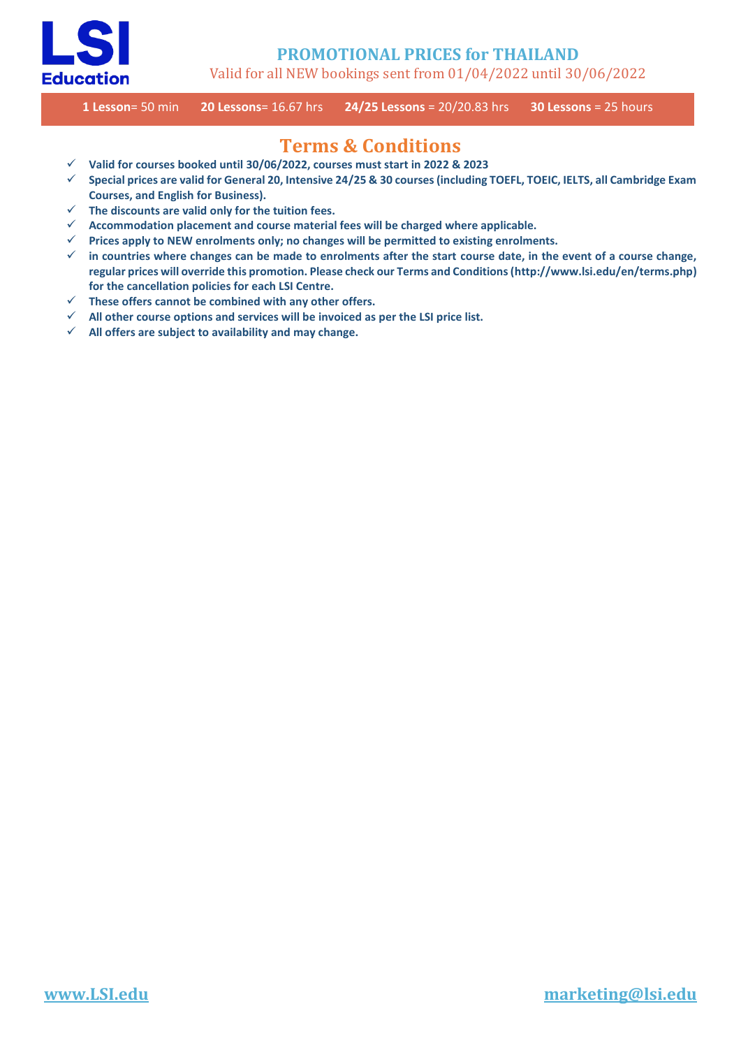**LSI Education**

## PROMOTIONAL PRICES for THAILAND

Valid for all NEW bookings sent from 01/04/2022 until 30/06/2022

**1 Lesson**= 50 min **20 Lessons**= 16.67 hrs **24/25 Lessons** = 20/20.83 hrs **30 Lessons** = 25 hours

## Terms & Conditions

- **Valid for courses booked until 30/06/2022, courses must start in 2022 & 2023**
- **Special prices are valid for General 20, Intensive 24/25 & 30 courses (including TOEFL, TOEIC, IELTS, all Cambridge Exam Courses, and English for Business).**
- **The discounts are valid only for the tuition fees.**
- **Accommodation placement and course material fees will be charged where applicable.**
- **Prices apply to NEW enrolments only; no changes will be permitted to existing enrolments.**
- **in countries where changes can be made to enrolments after the start course date, in the event of a course change, regular prices will override this promotion. Please check our Terms and Conditions (http://www.lsi.edu/en/terms.php) for the cancellation policies for each LSI Centre.**
- **These offers cannot be combined with any other offers.**
- **All other course options and services will be invoiced as per the LSI price list.**
- **All offers are subject to availability and may change.**

www.LSI.edu marketing@lsi.edu